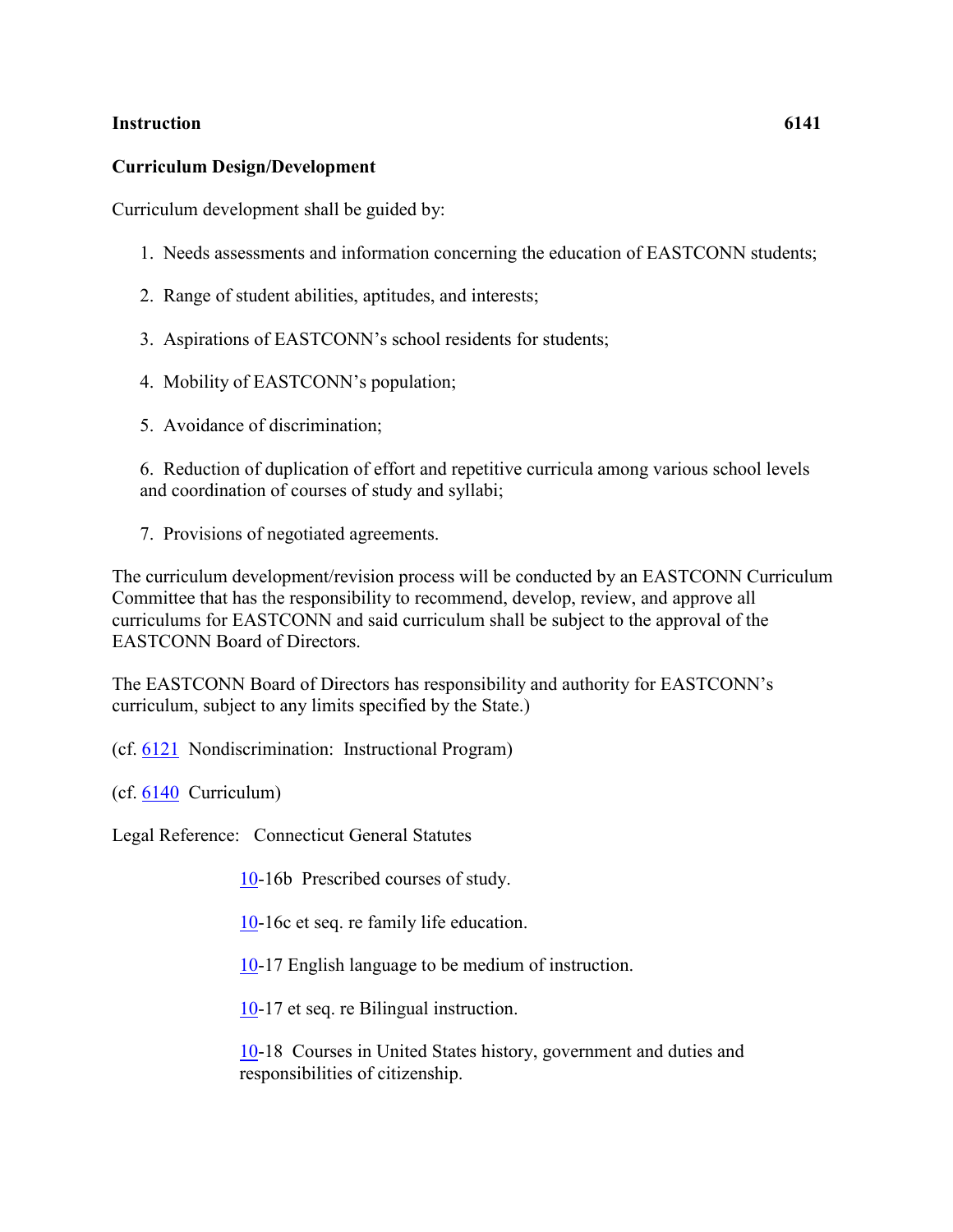**Instruction** **6141**

**Curriculum Design/Development**

Curriculum development shall be guided by:

1. Needs assessments and information concerning the education of EASTCONN students;

2. Range of student abilities, aptitudes, and interests;

3. Aspirations of EASTCONN's school residents for students;

4. Mobility of EASTCONN's population;

5. Avoidance of discrimination;

6. Reduction of duplication of effort and repetitive curricula among various school levels and coordination of courses of study and syllabi;

7. Provisions of negotiated agreements.

The curriculum development/revision process will be conducted by an EASTCONN Curriculum Committee that has the responsibility to recommend, develop, review, and approve all curriculums for EASTCONN and said curriculum shall be subject to the approval of the EASTCONN Board of Directors.

The EASTCONN Board of Directors has responsibility and authority for EASTCONN's curriculum, subject to any limits specified by the State.)

(cf. 6121 Nondiscrimination: Instructional Program)

(cf. 6140 Curriculum)

Legal Reference: Connecticut General Statutes

10-16b Prescribed courses of study.

10-16c et seq. re family life education.

10-17 English language to be medium of instruction.

10-17 et seq. re Bilingual instruction.

10-18 Courses in United States history, government and duties and responsibilities of citizenship.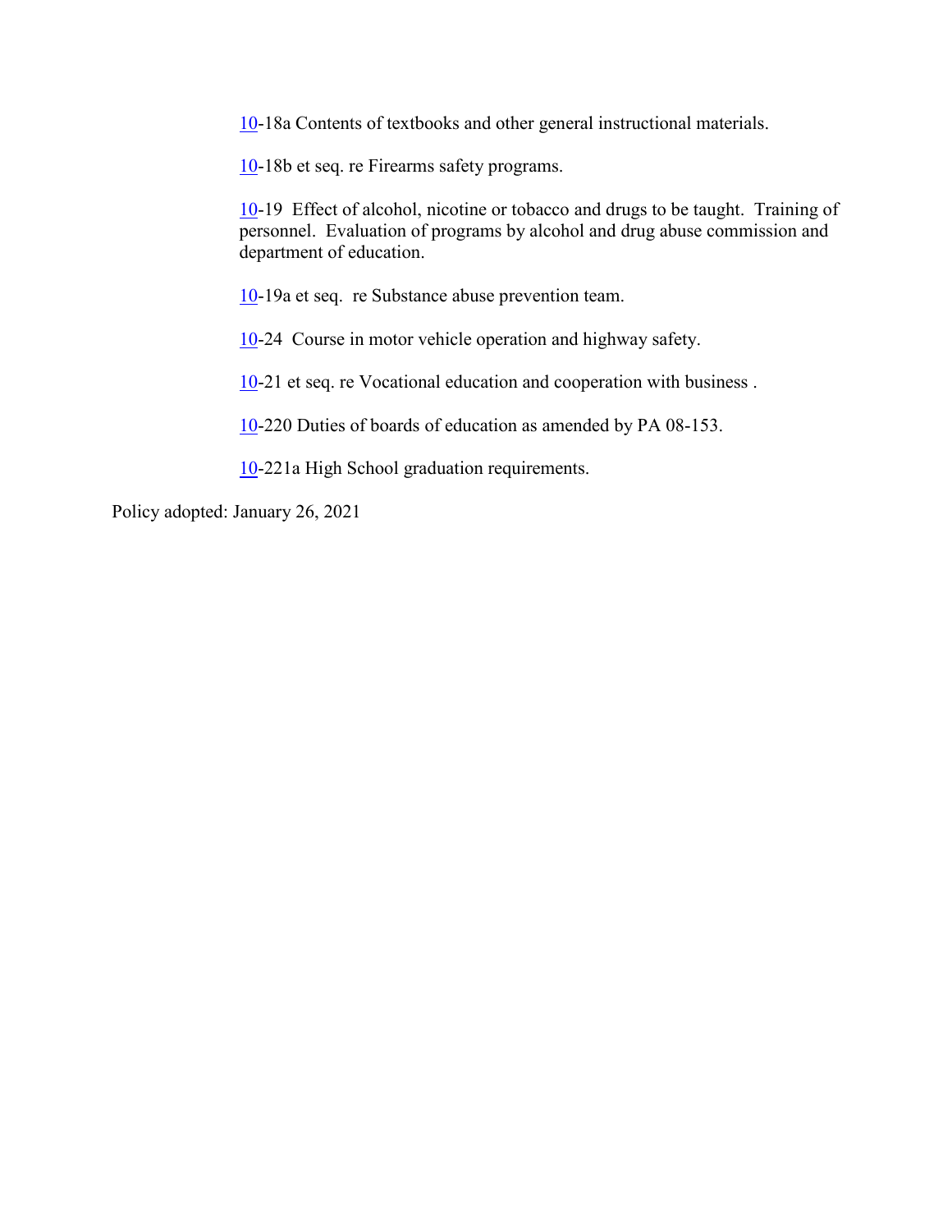10-18a Contents of textbooks and other general instructional materials.

10-18b et seq. re Firearms safety programs.

10-19 Effect of alcohol, nicotine or tobacco and drugs to be taught. Training of personnel. Evaluation of programs by alcohol and drug abuse commission and department of education.

10-19a et seq. re Substance abuse prevention team.

10-24 Course in motor vehicle operation and highway safety.

10-21 et seq. re Vocational education and cooperation with business .

10-220 Duties of boards of education as amended by PA 08-153.

10-221a High School graduation requirements.

Policy adopted: January 26, 2021